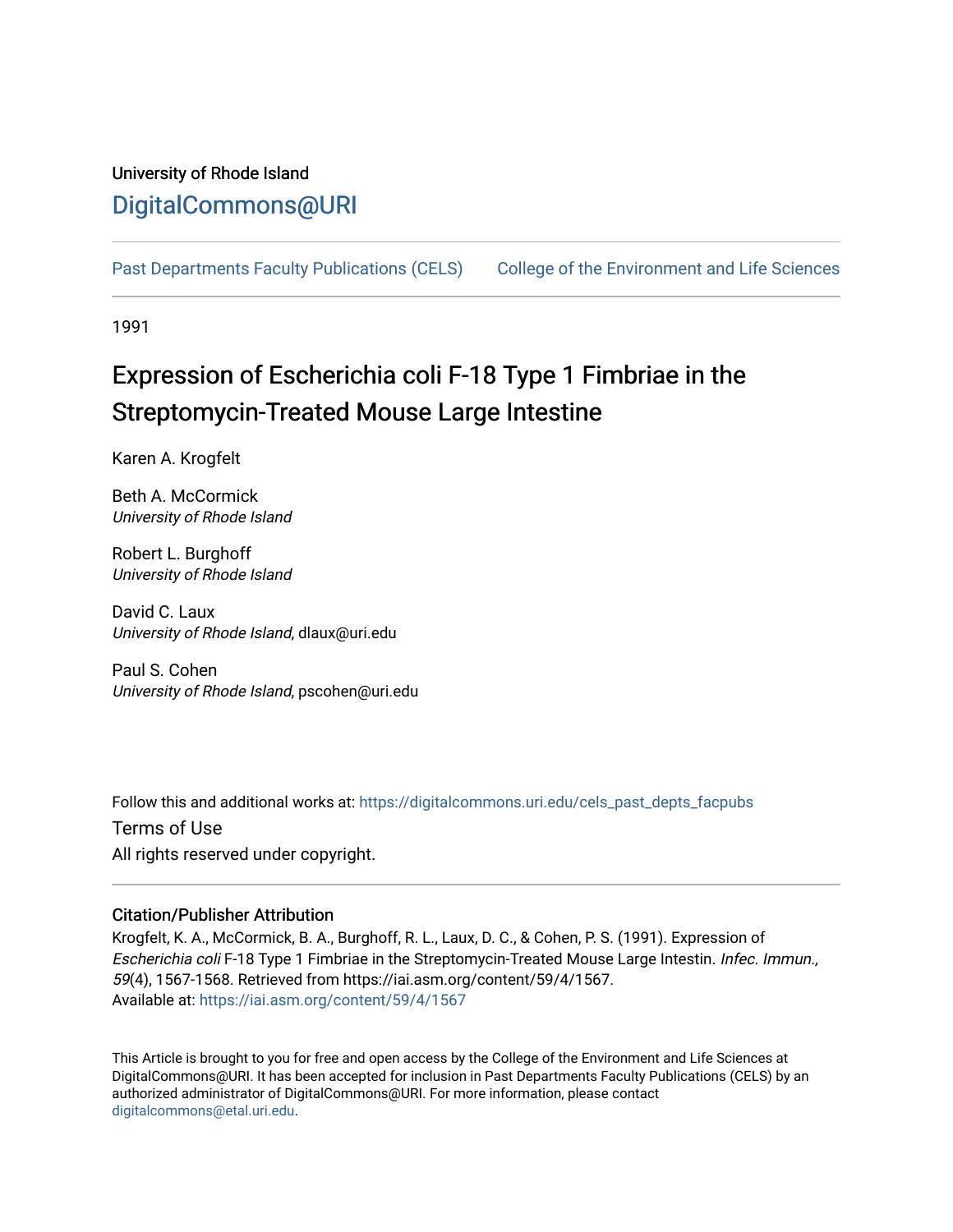University of Rhode Island

DigitalCommons@URI

Past Departments Faculty Publications (CELS) College of the Environment and Life Sciences

1991

# Expression of Escherichia coli F-18 Type 1 Fimbriae in the Streptomycin-Treated Mouse Large Intestine

Karen A. Krogfelt

Beth A. McCormick
*University of Rhode Island*

Robert L. Burghoff
*University of Rhode Island*

David C. Laux
*University of Rhode Island*, dlaux@uri.edu

Paul S. Cohen
*University of Rhode Island*, pscohen@uri.edu

Follow this and additional works at: https://digitalcommons.uri.edu/cels_past_depts_facpubs

Terms of Use

All rights reserved under copyright.

### Citation/Publisher Attribution

Krogfelt, K. A., McCormick, B. A., Burghoff, R. L., Laux, D. C., & Cohen, P. S. (1991). Expression of *Escherichia coli* F-18 Type 1 Fimbriae in the Streptomycin-Treated Mouse Large Intestin. *Infec. Immun., 59*(4), 1567-1568. Retrieved from https://iai.asm.org/content/59/4/1567.
Available at: https://iai.asm.org/content/59/4/1567

This Article is brought to you for free and open access by the College of the Environment and Life Sciences at DigitalCommons@URI. It has been accepted for inclusion in Past Departments Faculty Publications (CELS) by an authorized administrator of DigitalCommons@URI. For more information, please contact digitalcommons@etal.uri.edu.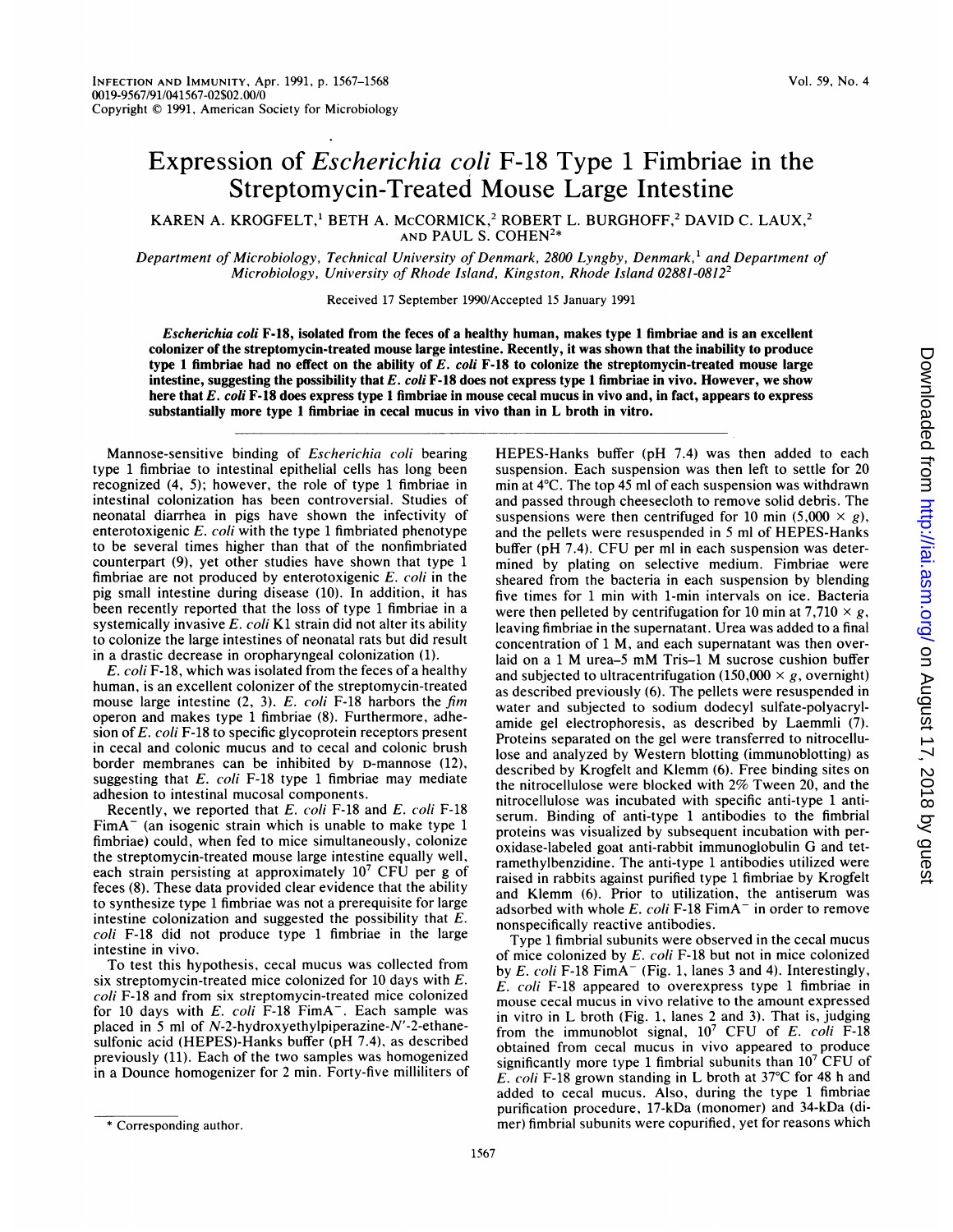# Expression of *Escherichia coli* F-18 Type 1 Fimbriae in the Streptomycin-Treated Mouse Large Intestine

KAREN A. KROGFELT,[1] BETH A. McCORMICK,[2] ROBERT L. BURGHOFF,[2] DAVID C. LAUX,[2] AND PAUL S. COHEN[2]*

*Department of Microbiology, Technical University of Denmark, 2800 Lyngby, Denmark,[1] and Department of Microbiology, University of Rhode Island, Kingston, Rhode Island 02881-0812[2]*

Received 17 September 1990/Accepted 15 January 1991

***Escherichia coli* F-18, isolated from the feces of a healthy human, makes type 1 fimbriae and is an excellent colonizer of the streptomycin-treated mouse large intestine. Recently, it was shown that the inability to produce type 1 fimbriae had no effect on the ability of *E. coli* F-18 to colonize the streptomycin-treated mouse large intestine, suggesting the possibility that *E. coli* F-18 does not express type 1 fimbriae in vivo. However, we show here that *E. coli* F-18 does express type 1 fimbriae in mouse cecal mucus in vivo and, in fact, appears to express substantially more type 1 fimbriae in cecal mucus in vivo than in L broth in vitro.**

Mannose-sensitive binding of *Escherichia coli* bearing type 1 fimbriae to intestinal epithelial cells has long been recognized (4, 5); however, the role of type 1 fimbriae in intestinal colonization has been controversial. Studies of neonatal diarrhea in pigs have shown the infectivity of enterotoxigenic *E. coli* with the type 1 fimbriated phenotype to be several times higher than that of the nonfimbriated counterpart (9), yet other studies have shown that type 1 fimbriae are not produced by enterotoxigenic *E. coli* in the pig small intestine during disease (10). In addition, it has been recently reported that the loss of type 1 fimbriae in a systemically invasive *E. coli* K1 strain did not alter its ability to colonize the large intestines of neonatal rats but did result in a drastic decrease in oropharyngeal colonization (1).

*E. coli* F-18, which was isolated from the feces of a healthy human, is an excellent colonizer of the streptomycin-treated mouse large intestine (2, 3). *E. coli* F-18 harbors the *fim* operon and makes type 1 fimbriae (8). Furthermore, adhesion of *E. coli* F-18 to specific glycoprotein receptors present in cecal and colonic mucus and to cecal and colonic brush border membranes can be inhibited by D-mannose (12), suggesting that *E. coli* F-18 type 1 fimbriae may mediate adhesion to intestinal mucosal components.

Recently, we reported that *E. coli* F-18 and *E. coli* F-18 FimA$^-$ (an isogenic strain which is unable to make type 1 fimbriae) could, when fed to mice simultaneously, colonize the streptomycin-treated mouse large intestine equally well, each strain persisting at approximately $10^7$ CFU per g of feces (8). These data provided clear evidence that the ability to synthesize type 1 fimbriae was not a prerequisite for large intestine colonization and suggested the possibility that *E. coli* F-18 did not produce type 1 fimbriae in the large intestine in vivo.

To test this hypothesis, cecal mucus was collected from six streptomycin-treated mice colonized for 10 days with *E. coli* F-18 and from six streptomycin-treated mice colonized for 10 days with *E. coli* F-18 FimA$^-$. Each sample was placed in 5 ml of *N*-2-hydroxyethylpiperazine-*N'*-2-ethanesulfonic acid (HEPES)-Hanks buffer (pH 7.4), as described previously (11). Each of the two samples was homogenized in a Dounce homogenizer for 2 min. Forty-five milliliters of HEPES-Hanks buffer (pH 7.4) was then added to each suspension. Each suspension was then left to settle for 20 min at 4°C. The top 45 ml of each suspension was withdrawn and passed through cheesecloth to remove solid debris. The suspensions were then centrifuged for 10 min ($5{,}000 \times g$), and the pellets were resuspended in 5 ml of HEPES-Hanks buffer (pH 7.4). CFU per ml in each suspension was determined by plating on selective medium. Fimbriae were sheared from the bacteria in each suspension by blending five times for 1 min with 1-min intervals on ice. Bacteria were then pelleted by centrifugation for 10 min at $7{,}710 \times g$, leaving fimbriae in the supernatant. Urea was added to a final concentration of 1 M, and each supernatant was then overlaid on a 1 M urea–5 mM Tris–1 M sucrose cushion buffer and subjected to ultracentrifugation ($150{,}000 \times g$, overnight) as described previously (6). The pellets were resuspended in water and subjected to sodium dodecyl sulfate-polyacrylamide gel electrophoresis, as described by Laemmli (7). Proteins separated on the gel were transferred to nitrocellulose and analyzed by Western blotting (immunoblotting) as described by Krogfelt and Klemm (6). Free binding sites on the nitrocellulose were blocked with 2% Tween 20, and the nitrocellulose was incubated with specific anti-type 1 antiserum. Binding of anti-type 1 antibodies to the fimbrial proteins was visualized by subsequent incubation with peroxidase-labeled goat anti-rabbit immunoglobulin G and tetramethylbenzidine. The anti-type 1 antibodies utilized were raised in rabbits against purified type 1 fimbriae by Krogfelt and Klemm (6). Prior to utilization, the antiserum was adsorbed with whole *E. coli* F-18 FimA$^-$ in order to remove nonspecifically reactive antibodies.

Type 1 fimbrial subunits were observed in the cecal mucus of mice colonized by *E. coli* F-18 but not in mice colonized by *E. coli* F-18 FimA$^-$ (Fig. 1, lanes 3 and 4). Interestingly, *E. coli* F-18 appeared to overexpress type 1 fimbriae in mouse cecal mucus in vivo relative to the amount expressed in vitro in L broth (Fig. 1, lanes 2 and 3). That is, judging from the immunoblot signal, $10^7$ CFU of *E. coli* F-18 obtained from cecal mucus in vivo appeared to produce significantly more type 1 fimbrial subunits than $10^7$ CFU of *E. coli* F-18 grown standing in L broth at 37°C for 48 h and added to cecal mucus. Also, during the type 1 fimbriae purification procedure, 17-kDa (monomer) and 34-kDa (dimer) fimbrial subunits were copurified, yet for reasons which

\* Corresponding author.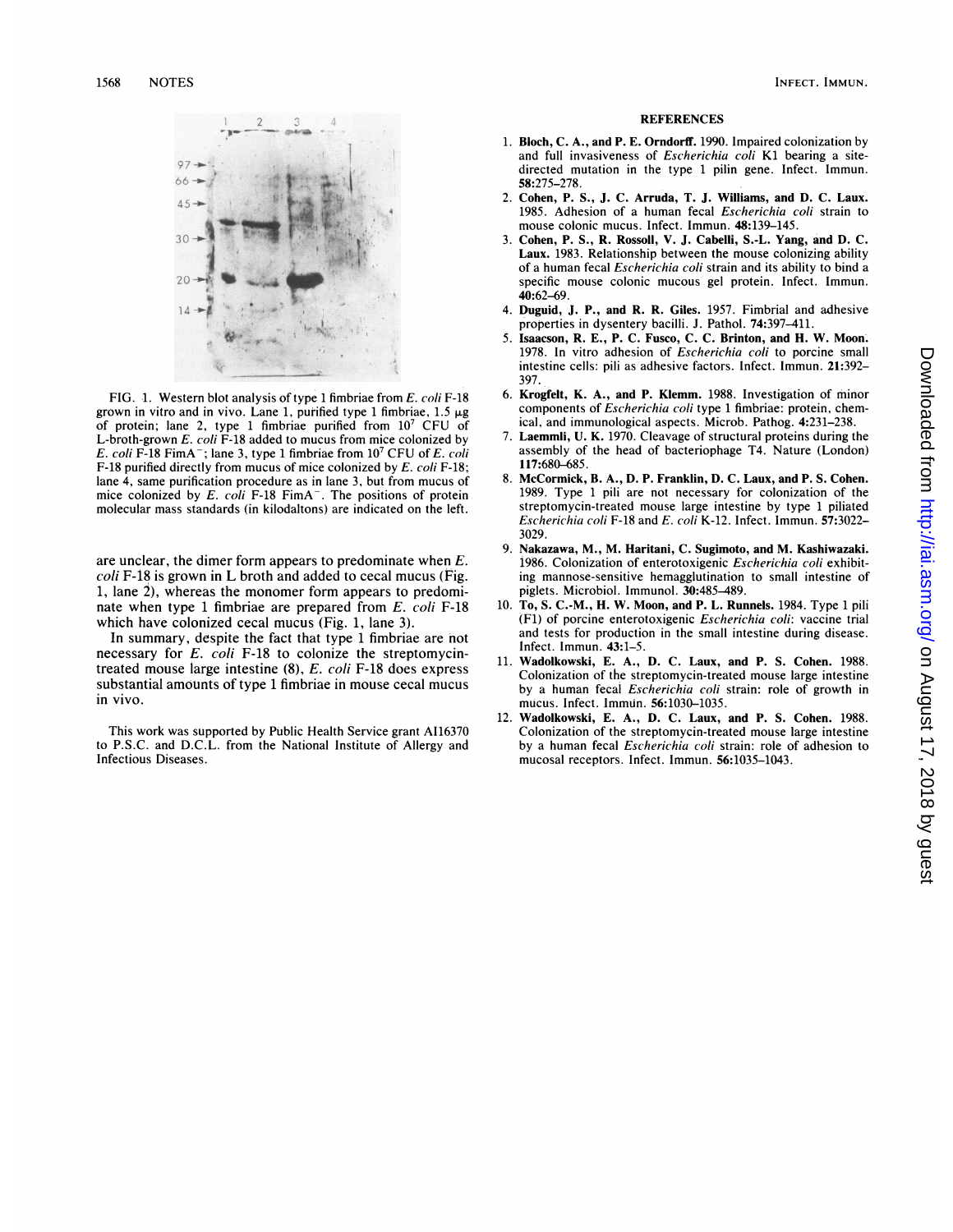1 2 3 4

97 →
66 →
45 →
30 →
20 →
14 →

FIG. 1. Western blot analysis of type 1 fimbriae from *E. coli* F-18 grown in vitro and in vivo. Lane 1, purified type 1 fimbriae, 1.5 μg of protein; lane 2, type 1 fimbriae purified from $10^7$ CFU of L-broth-grown *E. coli* F-18 added to mucus from mice colonized by *E. coli* F-18 FimA$^-$; lane 3, type 1 fimbriae from $10^7$ CFU of *E. coli* F-18 purified directly from mucus of mice colonized by *E. coli* F-18; lane 4, same purification procedure as in lane 3, but from mucus of mice colonized by *E. coli* F-18 FimA$^-$. The positions of protein molecular mass standards (in kilodaltons) are indicated on the left.

are unclear, the dimer form appears to predominate when *E. coli* F-18 is grown in L broth and added to cecal mucus (Fig. 1, lane 2), whereas the monomer form appears to predominate when type 1 fimbriae are prepared from *E. coli* F-18 which have colonized cecal mucus (Fig. 1, lane 3).

In summary, despite the fact that type 1 fimbriae are not necessary for *E. coli* F-18 to colonize the streptomycin-treated mouse large intestine (8), *E. coli* F-18 does express substantial amounts of type 1 fimbriae in mouse cecal mucus in vivo.

This work was supported by Public Health Service grant AI16370 to P.S.C. and D.C.L. from the National Institute of Allergy and Infectious Diseases.

## REFERENCES

1. **Bloch, C. A., and P. E. Orndorff.** 1990. Impaired colonization by and full invasiveness of *Escherichia coli* K1 bearing a site-directed mutation in the type 1 pilin gene. Infect. Immun. **58:**275–278.
2. **Cohen, P. S., J. C. Arruda, T. J. Williams, and D. C. Laux.** 1985. Adhesion of a human fecal *Escherichia coli* strain to mouse colonic mucus. Infect. Immun. **48:**139–145.
3. **Cohen, P. S., R. Rossoll, V. J. Cabelli, S.-L. Yang, and D. C. Laux.** 1983. Relationship between the mouse colonizing ability of a human fecal *Escherichia coli* strain and its ability to bind a specific mouse colonic mucous gel protein. Infect. Immun. **40:**62–69.
4. **Duguid, J. P., and R. R. Giles.** 1957. Fimbrial and adhesive properties in dysentery bacilli. J. Pathol. **74:**397–411.
5. **Isaacson, R. E., P. C. Fusco, C. C. Brinton, and H. W. Moon.** 1978. In vitro adhesion of *Escherichia coli* to porcine small intestine cells: pili as adhesive factors. Infect. Immun. **21:**392–397.
6. **Krogfelt, K. A., and P. Klemm.** 1988. Investigation of minor components of *Escherichia coli* type 1 fimbriae: protein, chemical, and immunological aspects. Microb. Pathog. **4:**231–238.
7. **Laemmli, U. K.** 1970. Cleavage of structural proteins during the assembly of the head of bacteriophage T4. Nature (London) **117:**680–685.
8. **McCormick, B. A., D. P. Franklin, D. C. Laux, and P. S. Cohen.** 1989. Type 1 pili are not necessary for colonization of the streptomycin-treated mouse large intestine by type 1 piliated *Escherichia coli* F-18 and *E. coli* K-12. Infect. Immun. **57:**3022–3029.
9. **Nakazawa, M., M. Haritani, C. Sugimoto, and M. Kashiwazaki.** 1986. Colonization of enterotoxigenic *Escherichia coli* exhibiting mannose-sensitive hemagglutination to small intestine of piglets. Microbiol. Immunol. **30:**485–489.
10. **To, S. C.-M., H. W. Moon, and P. L. Runnels.** 1984. Type 1 pili (F1) of porcine enterotoxigenic *Escherichia coli*: vaccine trial and tests for production in the small intestine during disease. Infect. Immun. **43:**1–5.
11. **Wadolkowski, E. A., D. C. Laux, and P. S. Cohen.** 1988. Colonization of the streptomycin-treated mouse large intestine by a human fecal *Escherichia coli* strain: role of growth in mucus. Infect. Immun. **56:**1030–1035.
12. **Wadolkowski, E. A., D. C. Laux, and P. S. Cohen.** 1988. Colonization of the streptomycin-treated mouse large intestine by a human fecal *Escherichia coli* strain: role of adhesion to mucosal receptors. Infect. Immun. **56:**1035–1043.